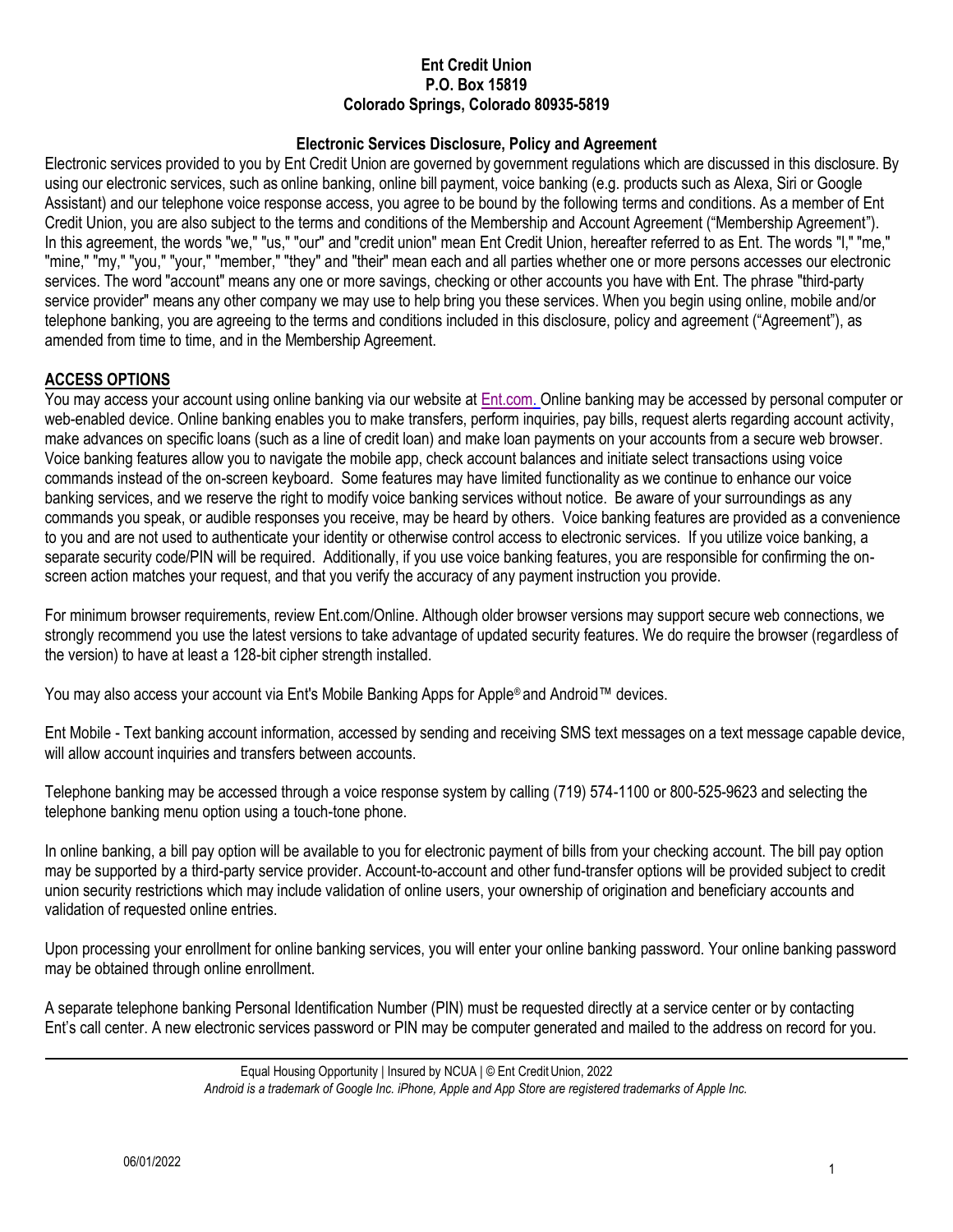**Ent Credit Union**
**P.O. Box 15819**
**Colorado Springs, Colorado 80935-5819**

## Electronic Services Disclosure, Policy and Agreement

Electronic services provided to you by Ent Credit Union are governed by government regulations which are discussed in this disclosure. By using our electronic services, such as online banking, online bill payment, voice banking (e.g. products such as Alexa, Siri or Google Assistant) and our telephone voice response access, you agree to be bound by the following terms and conditions. As a member of Ent Credit Union, you are also subject to the terms and conditions of the Membership and Account Agreement ("Membership Agreement"). In this agreement, the words "we," "us," "our" and "credit union" mean Ent Credit Union, hereafter referred to as Ent. The words "I," "me," "mine," "my," "you," "your," "member," "they" and "their" mean each and all parties whether one or more persons accesses our electronic services. The word "account" means any one or more savings, checking or other accounts you have with Ent. The phrase "third-party service provider" means any other company we may use to help bring you these services. When you begin using online, mobile and/or telephone banking, you are agreeing to the terms and conditions included in this disclosure, policy and agreement ("Agreement"), as amended from time to time, and in the Membership Agreement.

## ACCESS OPTIONS

You may access your account using online banking via our website at Ent.com. Online banking may be accessed by personal computer or web-enabled device. Online banking enables you to make transfers, perform inquiries, pay bills, request alerts regarding account activity, make advances on specific loans (such as a line of credit loan) and make loan payments on your accounts from a secure web browser. Voice banking features allow you to navigate the mobile app, check account balances and initiate select transactions using voice commands instead of the on-screen keyboard. Some features may have limited functionality as we continue to enhance our voice banking services, and we reserve the right to modify voice banking services without notice. Be aware of your surroundings as any commands you speak, or audible responses you receive, may be heard by others. Voice banking features are provided as a convenience to you and are not used to authenticate your identity or otherwise control access to electronic services. If you utilize voice banking, a separate security code/PIN will be required. Additionally, if you use voice banking features, you are responsible for confirming the on-screen action matches your request, and that you verify the accuracy of any payment instruction you provide.

For minimum browser requirements, review Ent.com/Online. Although older browser versions may support secure web connections, we strongly recommend you use the latest versions to take advantage of updated security features. We do require the browser (regardless of the version) to have at least a 128-bit cipher strength installed.

You may also access your account via Ent's Mobile Banking Apps for Apple® and Android™ devices.

Ent Mobile - Text banking account information, accessed by sending and receiving SMS text messages on a text message capable device, will allow account inquiries and transfers between accounts.

Telephone banking may be accessed through a voice response system by calling (719) 574-1100 or 800-525-9623 and selecting the telephone banking menu option using a touch-tone phone.

In online banking, a bill pay option will be available to you for electronic payment of bills from your checking account. The bill pay option may be supported by a third-party service provider. Account-to-account and other fund-transfer options will be provided subject to credit union security restrictions which may include validation of online users, your ownership of origination and beneficiary accounts and validation of requested online entries.

Upon processing your enrollment for online banking services, you will enter your online banking password. Your online banking password may be obtained through online enrollment.

A separate telephone banking Personal Identification Number (PIN) must be requested directly at a service center or by contacting Ent's call center. A new electronic services password or PIN may be computer generated and mailed to the address on record for you.

Equal Housing Opportunity | Insured by NCUA | © Ent Credit Union, 2022
*Android is a trademark of Google Inc. iPhone, Apple and App Store are registered trademarks of Apple Inc.*

06/01/2022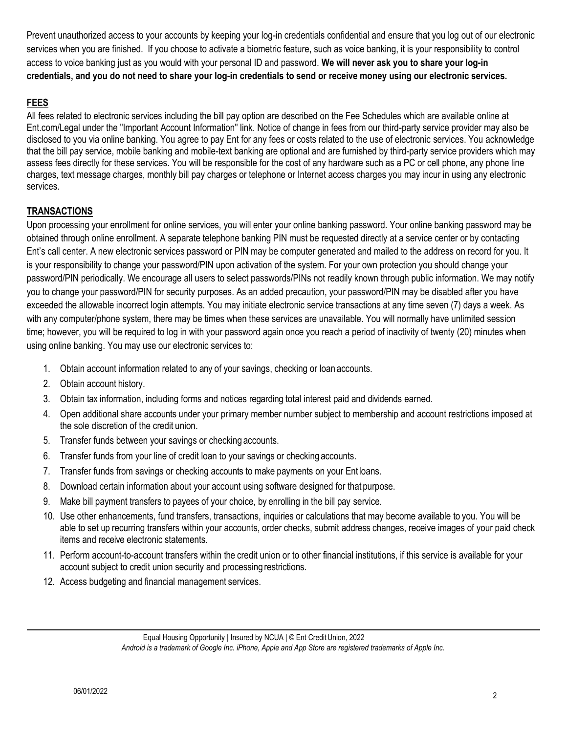Prevent unauthorized access to your accounts by keeping your log-in credentials confidential and ensure that you log out of our electronic services when you are finished. If you choose to activate a biometric feature, such as voice banking, it is your responsibility to control access to voice banking just as you would with your personal ID and password. **We will never ask you to share your log-in credentials, and you do not need to share your log-in credentials to send or receive money using our electronic services.**

## FEES

All fees related to electronic services including the bill pay option are described on the Fee Schedules which are available online at Ent.com/Legal under the "Important Account Information" link. Notice of change in fees from our third-party service provider may also be disclosed to you via online banking. You agree to pay Ent for any fees or costs related to the use of electronic services. You acknowledge that the bill pay service, mobile banking and mobile-text banking are optional and are furnished by third-party service providers which may assess fees directly for these services. You will be responsible for the cost of any hardware such as a PC or cell phone, any phone line charges, text message charges, monthly bill pay charges or telephone or Internet access charges you may incur in using any electronic services.

## TRANSACTIONS

Upon processing your enrollment for online services, you will enter your online banking password. Your online banking password may be obtained through online enrollment. A separate telephone banking PIN must be requested directly at a service center or by contacting Ent's call center. A new electronic services password or PIN may be computer generated and mailed to the address on record for you. It is your responsibility to change your password/PIN upon activation of the system. For your own protection you should change your password/PIN periodically. We encourage all users to select passwords/PINs not readily known through public information. We may notify you to change your password/PIN for security purposes. As an added precaution, your password/PIN may be disabled after you have exceeded the allowable incorrect login attempts. You may initiate electronic service transactions at any time seven (7) days a week. As with any computer/phone system, there may be times when these services are unavailable. You will normally have unlimited session time; however, you will be required to log in with your password again once you reach a period of inactivity of twenty (20) minutes when using online banking. You may use our electronic services to:

1. Obtain account information related to any of your savings, checking or loan accounts.
2. Obtain account history.
3. Obtain tax information, including forms and notices regarding total interest paid and dividends earned.
4. Open additional share accounts under your primary member number subject to membership and account restrictions imposed at the sole discretion of the credit union.
5. Transfer funds between your savings or checking accounts.
6. Transfer funds from your line of credit loan to your savings or checking accounts.
7. Transfer funds from savings or checking accounts to make payments on your Ent loans.
8. Download certain information about your account using software designed for that purpose.
9. Make bill payment transfers to payees of your choice, by enrolling in the bill pay service.
10. Use other enhancements, fund transfers, transactions, inquiries or calculations that may become available to you. You will be able to set up recurring transfers within your accounts, order checks, submit address changes, receive images of your paid check items and receive electronic statements.
11. Perform account-to-account transfers within the credit union or to other financial institutions, if this service is available for your account subject to credit union security and processing restrictions.
12. Access budgeting and financial management services.

Equal Housing Opportunity | Insured by NCUA | © Ent Credit Union, 2022

*Android is a trademark of Google Inc. iPhone, Apple and App Store are registered trademarks of Apple Inc.*

06/01/2022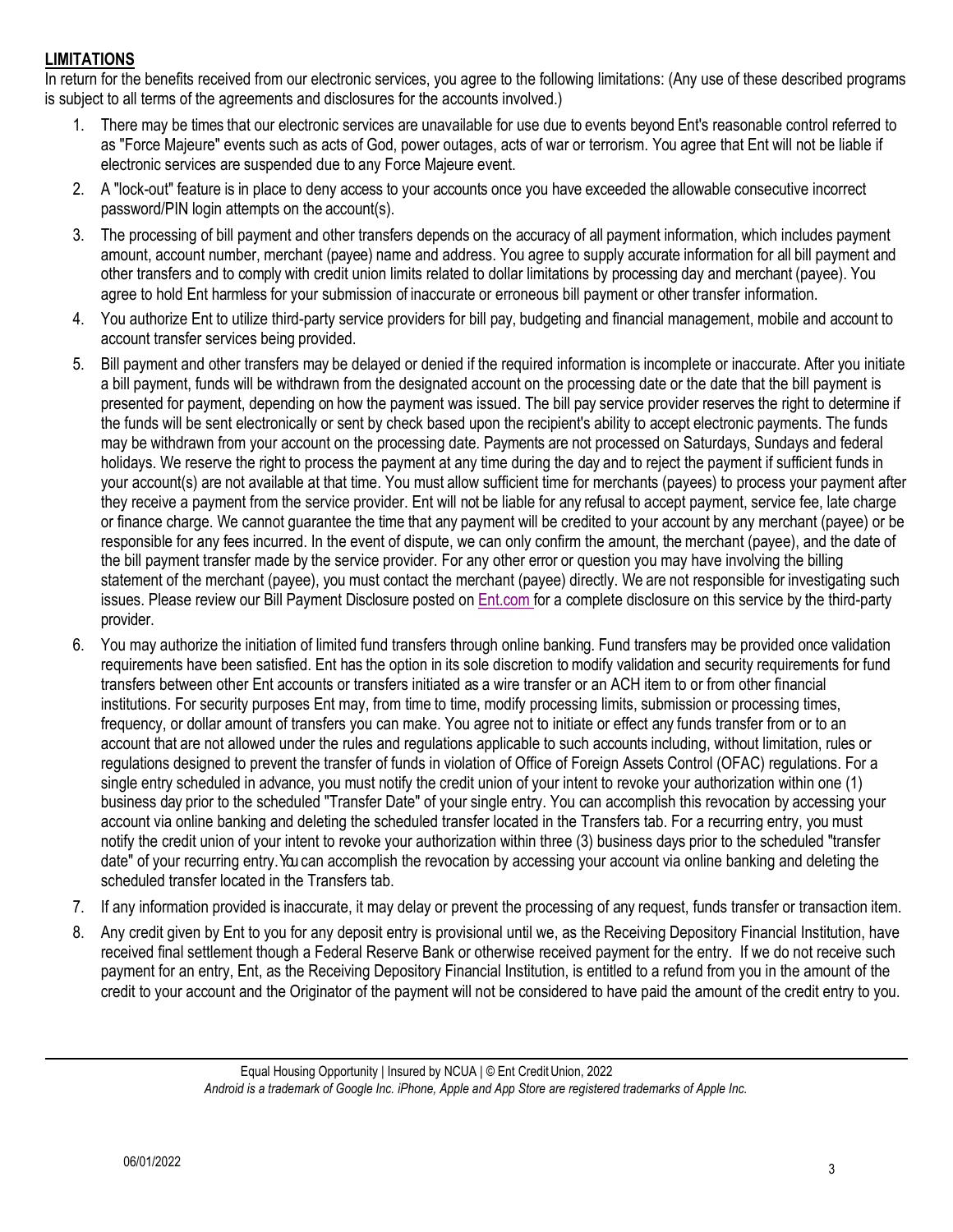## LIMITATIONS

In return for the benefits received from our electronic services, you agree to the following limitations: (Any use of these described programs is subject to all terms of the agreements and disclosures for the accounts involved.)

1. There may be times that our electronic services are unavailable for use due to events beyond Ent's reasonable control referred to as "Force Majeure" events such as acts of God, power outages, acts of war or terrorism. You agree that Ent will not be liable if electronic services are suspended due to any Force Majeure event.
2. A "lock-out" feature is in place to deny access to your accounts once you have exceeded the allowable consecutive incorrect password/PIN login attempts on the account(s).
3. The processing of bill payment and other transfers depends on the accuracy of all payment information, which includes payment amount, account number, merchant (payee) name and address. You agree to supply accurate information for all bill payment and other transfers and to comply with credit union limits related to dollar limitations by processing day and merchant (payee). You agree to hold Ent harmless for your submission of inaccurate or erroneous bill payment or other transfer information.
4. You authorize Ent to utilize third-party service providers for bill pay, budgeting and financial management, mobile and account to account transfer services being provided.
5. Bill payment and other transfers may be delayed or denied if the required information is incomplete or inaccurate. After you initiate a bill payment, funds will be withdrawn from the designated account on the processing date or the date that the bill payment is presented for payment, depending on how the payment was issued. The bill pay service provider reserves the right to determine if the funds will be sent electronically or sent by check based upon the recipient's ability to accept electronic payments. The funds may be withdrawn from your account on the processing date. Payments are not processed on Saturdays, Sundays and federal holidays. We reserve the right to process the payment at any time during the day and to reject the payment if sufficient funds in your account(s) are not available at that time. You must allow sufficient time for merchants (payees) to process your payment after they receive a payment from the service provider. Ent will not be liable for any refusal to accept payment, service fee, late charge or finance charge. We cannot guarantee the time that any payment will be credited to your account by any merchant (payee) or be responsible for any fees incurred. In the event of dispute, we can only confirm the amount, the merchant (payee), and the date of the bill payment transfer made by the service provider. For any other error or question you may have involving the billing statement of the merchant (payee), you must contact the merchant (payee) directly. We are not responsible for investigating such issues. Please review our Bill Payment Disclosure posted on Ent.com for a complete disclosure on this service by the third-party provider.
6. You may authorize the initiation of limited fund transfers through online banking. Fund transfers may be provided once validation requirements have been satisfied. Ent has the option in its sole discretion to modify validation and security requirements for fund transfers between other Ent accounts or transfers initiated as a wire transfer or an ACH item to or from other financial institutions. For security purposes Ent may, from time to time, modify processing limits, submission or processing times, frequency, or dollar amount of transfers you can make. You agree not to initiate or effect any funds transfer from or to an account that are not allowed under the rules and regulations applicable to such accounts including, without limitation, rules or regulations designed to prevent the transfer of funds in violation of Office of Foreign Assets Control (OFAC) regulations. For a single entry scheduled in advance, you must notify the credit union of your intent to revoke your authorization within one (1) business day prior to the scheduled "Transfer Date" of your single entry. You can accomplish this revocation by accessing your account via online banking and deleting the scheduled transfer located in the Transfers tab. For a recurring entry, you must notify the credit union of your intent to revoke your authorization within three (3) business days prior to the scheduled "transfer date" of your recurring entry. You can accomplish the revocation by accessing your account via online banking and deleting the scheduled transfer located in the Transfers tab.
7. If any information provided is inaccurate, it may delay or prevent the processing of any request, funds transfer or transaction item.
8. Any credit given by Ent to you for any deposit entry is provisional until we, as the Receiving Depository Financial Institution, have received final settlement though a Federal Reserve Bank or otherwise received payment for the entry. If we do not receive such payment for an entry, Ent, as the Receiving Depository Financial Institution, is entitled to a refund from you in the amount of the credit to your account and the Originator of the payment will not be considered to have paid the amount of the credit entry to you.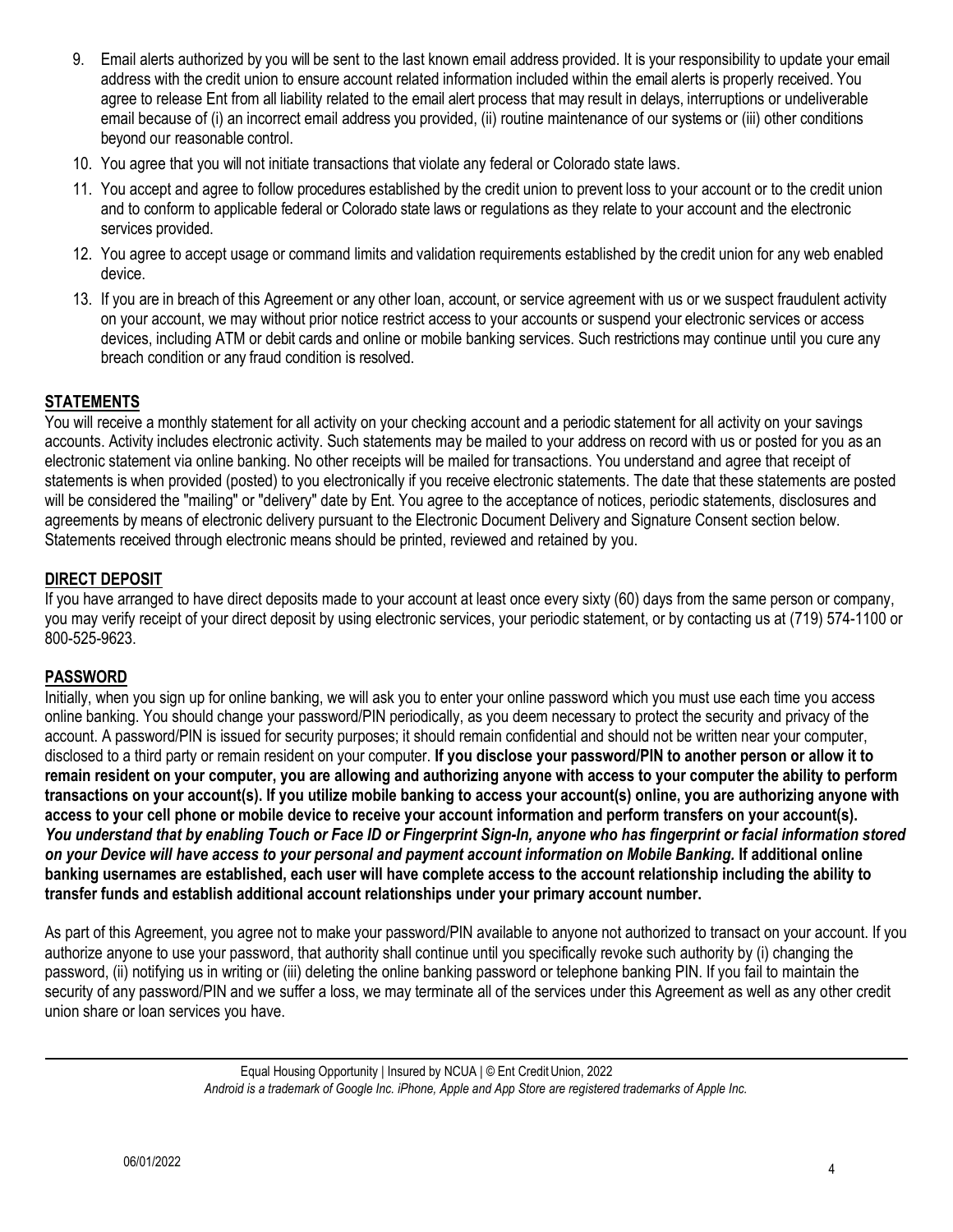9. Email alerts authorized by you will be sent to the last known email address provided. It is your responsibility to update your email address with the credit union to ensure account related information included within the email alerts is properly received. You agree to release Ent from all liability related to the email alert process that may result in delays, interruptions or undeliverable email because of (i) an incorrect email address you provided, (ii) routine maintenance of our systems or (iii) other conditions beyond our reasonable control.
10. You agree that you will not initiate transactions that violate any federal or Colorado state laws.
11. You accept and agree to follow procedures established by the credit union to prevent loss to your account or to the credit union and to conform to applicable federal or Colorado state laws or regulations as they relate to your account and the electronic services provided.
12. You agree to accept usage or command limits and validation requirements established by the credit union for any web enabled device.
13. If you are in breach of this Agreement or any other loan, account, or service agreement with us or we suspect fraudulent activity on your account, we may without prior notice restrict access to your accounts or suspend your electronic services or access devices, including ATM or debit cards and online or mobile banking services. Such restrictions may continue until you cure any breach condition or any fraud condition is resolved.

## STATEMENTS

You will receive a monthly statement for all activity on your checking account and a periodic statement for all activity on your savings accounts. Activity includes electronic activity. Such statements may be mailed to your address on record with us or posted for you as an electronic statement via online banking. No other receipts will be mailed for transactions. You understand and agree that receipt of statements is when provided (posted) to you electronically if you receive electronic statements. The date that these statements are posted will be considered the "mailing" or "delivery" date by Ent. You agree to the acceptance of notices, periodic statements, disclosures and agreements by means of electronic delivery pursuant to the Electronic Document Delivery and Signature Consent section below. Statements received through electronic means should be printed, reviewed and retained by you.

## DIRECT DEPOSIT

If you have arranged to have direct deposits made to your account at least once every sixty (60) days from the same person or company, you may verify receipt of your direct deposit by using electronic services, your periodic statement, or by contacting us at (719) 574-1100 or 800-525-9623.

## PASSWORD

Initially, when you sign up for online banking, we will ask you to enter your online password which you must use each time you access online banking. You should change your password/PIN periodically, as you deem necessary to protect the security and privacy of the account. A password/PIN is issued for security purposes; it should remain confidential and should not be written near your computer, disclosed to a third party or remain resident on your computer. **If you disclose your password/PIN to another person or allow it to remain resident on your computer, you are allowing and authorizing anyone with access to your computer the ability to perform transactions on your account(s). If you utilize mobile banking to access your account(s) online, you are authorizing anyone with access to your cell phone or mobile device to receive your account information and perform transfers on your account(s).** ***You understand that by enabling Touch or Face ID or Fingerprint Sign-In, anyone who has fingerprint or facial information stored on your Device will have access to your personal and payment account information on Mobile Banking.*** **If additional online banking usernames are established, each user will have complete access to the account relationship including the ability to transfer funds and establish additional account relationships under your primary account number.**

As part of this Agreement, you agree not to make your password/PIN available to anyone not authorized to transact on your account. If you authorize anyone to use your password, that authority shall continue until you specifically revoke such authority by (i) changing the password, (ii) notifying us in writing or (iii) deleting the online banking password or telephone banking PIN. If you fail to maintain the security of any password/PIN and we suffer a loss, we may terminate all of the services under this Agreement as well as any other credit union share or loan services you have.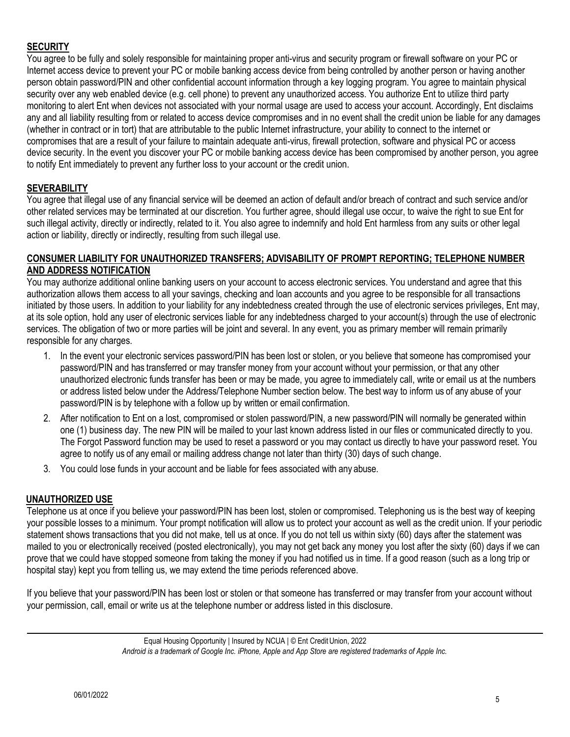## SECURITY

You agree to be fully and solely responsible for maintaining proper anti-virus and security program or firewall software on your PC or Internet access device to prevent your PC or mobile banking access device from being controlled by another person or having another person obtain password/PIN and other confidential account information through a key logging program. You agree to maintain physical security over any web enabled device (e.g. cell phone) to prevent any unauthorized access. You authorize Ent to utilize third party monitoring to alert Ent when devices not associated with your normal usage are used to access your account. Accordingly, Ent disclaims any and all liability resulting from or related to access device compromises and in no event shall the credit union be liable for any damages (whether in contract or in tort) that are attributable to the public Internet infrastructure, your ability to connect to the internet or compromises that are a result of your failure to maintain adequate anti-virus, firewall protection, software and physical PC or access device security. In the event you discover your PC or mobile banking access device has been compromised by another person, you agree to notify Ent immediately to prevent any further loss to your account or the credit union.

## SEVERABILITY

You agree that illegal use of any financial service will be deemed an action of default and/or breach of contract and such service and/or other related services may be terminated at our discretion. You further agree, should illegal use occur, to waive the right to sue Ent for such illegal activity, directly or indirectly, related to it. You also agree to indemnify and hold Ent harmless from any suits or other legal action or liability, directly or indirectly, resulting from such illegal use.

## CONSUMER LIABILITY FOR UNAUTHORIZED TRANSFERS; ADVISABILITY OF PROMPT REPORTING; TELEPHONE NUMBER AND ADDRESS NOTIFICATION

You may authorize additional online banking users on your account to access electronic services. You understand and agree that this authorization allows them access to all your savings, checking and loan accounts and you agree to be responsible for all transactions initiated by those users. In addition to your liability for any indebtedness created through the use of electronic services privileges, Ent may, at its sole option, hold any user of electronic services liable for any indebtedness charged to your account(s) through the use of electronic services. The obligation of two or more parties will be joint and several. In any event, you as primary member will remain primarily responsible for any charges.

1. In the event your electronic services password/PIN has been lost or stolen, or you believe that someone has compromised your password/PIN and has transferred or may transfer money from your account without your permission, or that any other unauthorized electronic funds transfer has been or may be made, you agree to immediately call, write or email us at the numbers or address listed below under the Address/Telephone Number section below. The best way to inform us of any abuse of your password/PIN is by telephone with a follow up by written or email confirmation.
2. After notification to Ent on a lost, compromised or stolen password/PIN, a new password/PIN will normally be generated within one (1) business day. The new PIN will be mailed to your last known address listed in our files or communicated directly to you. The Forgot Password function may be used to reset a password or you may contact us directly to have your password reset. You agree to notify us of any email or mailing address change not later than thirty (30) days of such change.
3. You could lose funds in your account and be liable for fees associated with any abuse.

## UNAUTHORIZED USE

Telephone us at once if you believe your password/PIN has been lost, stolen or compromised. Telephoning us is the best way of keeping your possible losses to a minimum. Your prompt notification will allow us to protect your account as well as the credit union. If your periodic statement shows transactions that you did not make, tell us at once. If you do not tell us within sixty (60) days after the statement was mailed to you or electronically received (posted electronically), you may not get back any money you lost after the sixty (60) days if we can prove that we could have stopped someone from taking the money if you had notified us in time. If a good reason (such as a long trip or hospital stay) kept you from telling us, we may extend the time periods referenced above.

If you believe that your password/PIN has been lost or stolen or that someone has transferred or may transfer from your account without your permission, call, email or write us at the telephone number or address listed in this disclosure.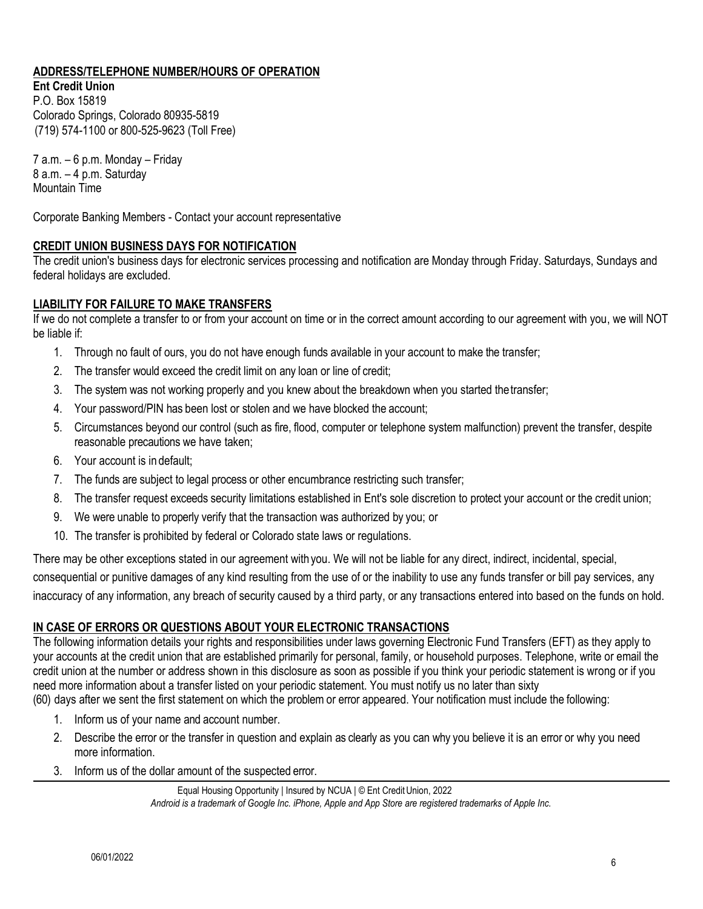## ADDRESS/TELEPHONE NUMBER/HOURS OF OPERATION

**Ent Credit Union**
P.O. Box 15819
Colorado Springs, Colorado 80935-5819
(719) 574-1100 or 800-525-9623 (Toll Free)

7 a.m. – 6 p.m. Monday – Friday
8 a.m. – 4 p.m. Saturday
Mountain Time

Corporate Banking Members - Contact your account representative

## CREDIT UNION BUSINESS DAYS FOR NOTIFICATION

The credit union's business days for electronic services processing and notification are Monday through Friday. Saturdays, Sundays and federal holidays are excluded.

## LIABILITY FOR FAILURE TO MAKE TRANSFERS

If we do not complete a transfer to or from your account on time or in the correct amount according to our agreement with you, we will NOT be liable if:

1. Through no fault of ours, you do not have enough funds available in your account to make the transfer;
2. The transfer would exceed the credit limit on any loan or line of credit;
3. The system was not working properly and you knew about the breakdown when you started the transfer;
4. Your password/PIN has been lost or stolen and we have blocked the account;
5. Circumstances beyond our control (such as fire, flood, computer or telephone system malfunction) prevent the transfer, despite reasonable precautions we have taken;
6. Your account is in default;
7. The funds are subject to legal process or other encumbrance restricting such transfer;
8. The transfer request exceeds security limitations established in Ent's sole discretion to protect your account or the credit union;
9. We were unable to properly verify that the transaction was authorized by you; or
10. The transfer is prohibited by federal or Colorado state laws or regulations.

There may be other exceptions stated in our agreement with you. We will not be liable for any direct, indirect, incidental, special, consequential or punitive damages of any kind resulting from the use of or the inability to use any funds transfer or bill pay services, any inaccuracy of any information, any breach of security caused by a third party, or any transactions entered into based on the funds on hold.

## IN CASE OF ERRORS OR QUESTIONS ABOUT YOUR ELECTRONIC TRANSACTIONS

The following information details your rights and responsibilities under laws governing Electronic Fund Transfers (EFT) as they apply to your accounts at the credit union that are established primarily for personal, family, or household purposes. Telephone, write or email the credit union at the number or address shown in this disclosure as soon as possible if you think your periodic statement is wrong or if you need more information about a transfer listed on your periodic statement. You must notify us no later than sixty (60) days after we sent the first statement on which the problem or error appeared. Your notification must include the following:

1. Inform us of your name and account number.
2. Describe the error or the transfer in question and explain as clearly as you can why you believe it is an error or why you need more information.
3. Inform us of the dollar amount of the suspected error.

Equal Housing Opportunity | Insured by NCUA | © Ent Credit Union, 2022
*Android is a trademark of Google Inc. iPhone, Apple and App Store are registered trademarks of Apple Inc.*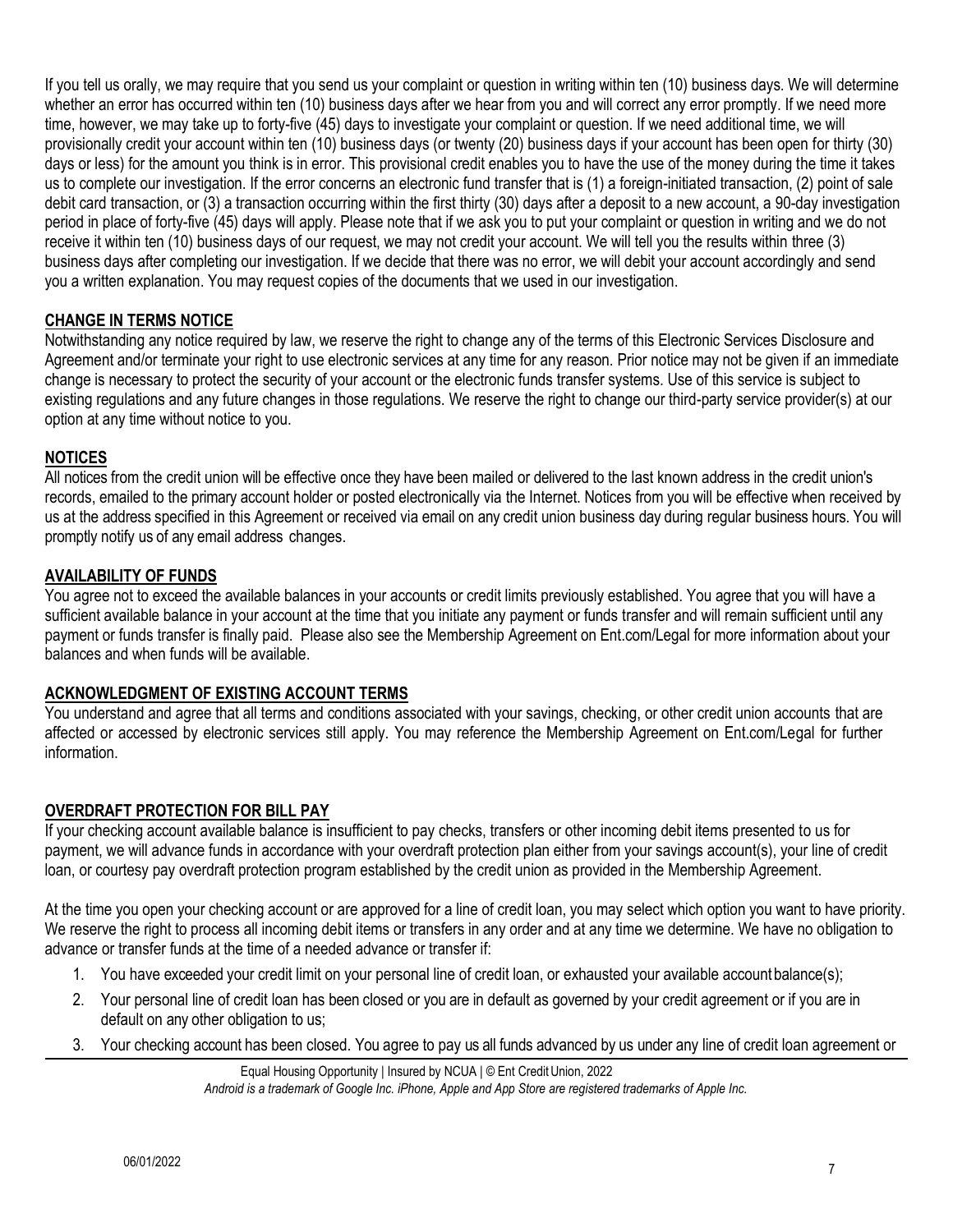If you tell us orally, we may require that you send us your complaint or question in writing within ten (10) business days. We will determine whether an error has occurred within ten (10) business days after we hear from you and will correct any error promptly. If we need more time, however, we may take up to forty-five (45) days to investigate your complaint or question. If we need additional time, we will provisionally credit your account within ten (10) business days (or twenty (20) business days if your account has been open for thirty (30) days or less) for the amount you think is in error. This provisional credit enables you to have the use of the money during the time it takes us to complete our investigation. If the error concerns an electronic fund transfer that is (1) a foreign-initiated transaction, (2) point of sale debit card transaction, or (3) a transaction occurring within the first thirty (30) days after a deposit to a new account, a 90-day investigation period in place of forty-five (45) days will apply. Please note that if we ask you to put your complaint or question in writing and we do not receive it within ten (10) business days of our request, we may not credit your account. We will tell you the results within three (3) business days after completing our investigation. If we decide that there was no error, we will debit your account accordingly and send you a written explanation. You may request copies of the documents that we used in our investigation.

## CHANGE IN TERMS NOTICE

Notwithstanding any notice required by law, we reserve the right to change any of the terms of this Electronic Services Disclosure and Agreement and/or terminate your right to use electronic services at any time for any reason. Prior notice may not be given if an immediate change is necessary to protect the security of your account or the electronic funds transfer systems. Use of this service is subject to existing regulations and any future changes in those regulations. We reserve the right to change our third-party service provider(s) at our option at any time without notice to you.

## NOTICES

All notices from the credit union will be effective once they have been mailed or delivered to the last known address in the credit union's records, emailed to the primary account holder or posted electronically via the Internet. Notices from you will be effective when received by us at the address specified in this Agreement or received via email on any credit union business day during regular business hours. You will promptly notify us of any email address changes.

## AVAILABILITY OF FUNDS

You agree not to exceed the available balances in your accounts or credit limits previously established. You agree that you will have a sufficient available balance in your account at the time that you initiate any payment or funds transfer and will remain sufficient until any payment or funds transfer is finally paid. Please also see the Membership Agreement on Ent.com/Legal for more information about your balances and when funds will be available.

## ACKNOWLEDGMENT OF EXISTING ACCOUNT TERMS

You understand and agree that all terms and conditions associated with your savings, checking, or other credit union accounts that are affected or accessed by electronic services still apply. You may reference the Membership Agreement on Ent.com/Legal for further information.

## OVERDRAFT PROTECTION FOR BILL PAY

If your checking account available balance is insufficient to pay checks, transfers or other incoming debit items presented to us for payment, we will advance funds in accordance with your overdraft protection plan either from your savings account(s), your line of credit loan, or courtesy pay overdraft protection program established by the credit union as provided in the Membership Agreement.

At the time you open your checking account or are approved for a line of credit loan, you may select which option you want to have priority. We reserve the right to process all incoming debit items or transfers in any order and at any time we determine. We have no obligation to advance or transfer funds at the time of a needed advance or transfer if:

1. You have exceeded your credit limit on your personal line of credit loan, or exhausted your available account balance(s);
2. Your personal line of credit loan has been closed or you are in default as governed by your credit agreement or if you are in default on any other obligation to us;
3. Your checking account has been closed. You agree to pay us all funds advanced by us under any line of credit loan agreement or

Equal Housing Opportunity | Insured by NCUA | © Ent Credit Union, 2022

*Android is a trademark of Google Inc. iPhone, Apple and App Store are registered trademarks of Apple Inc.*

06/01/2022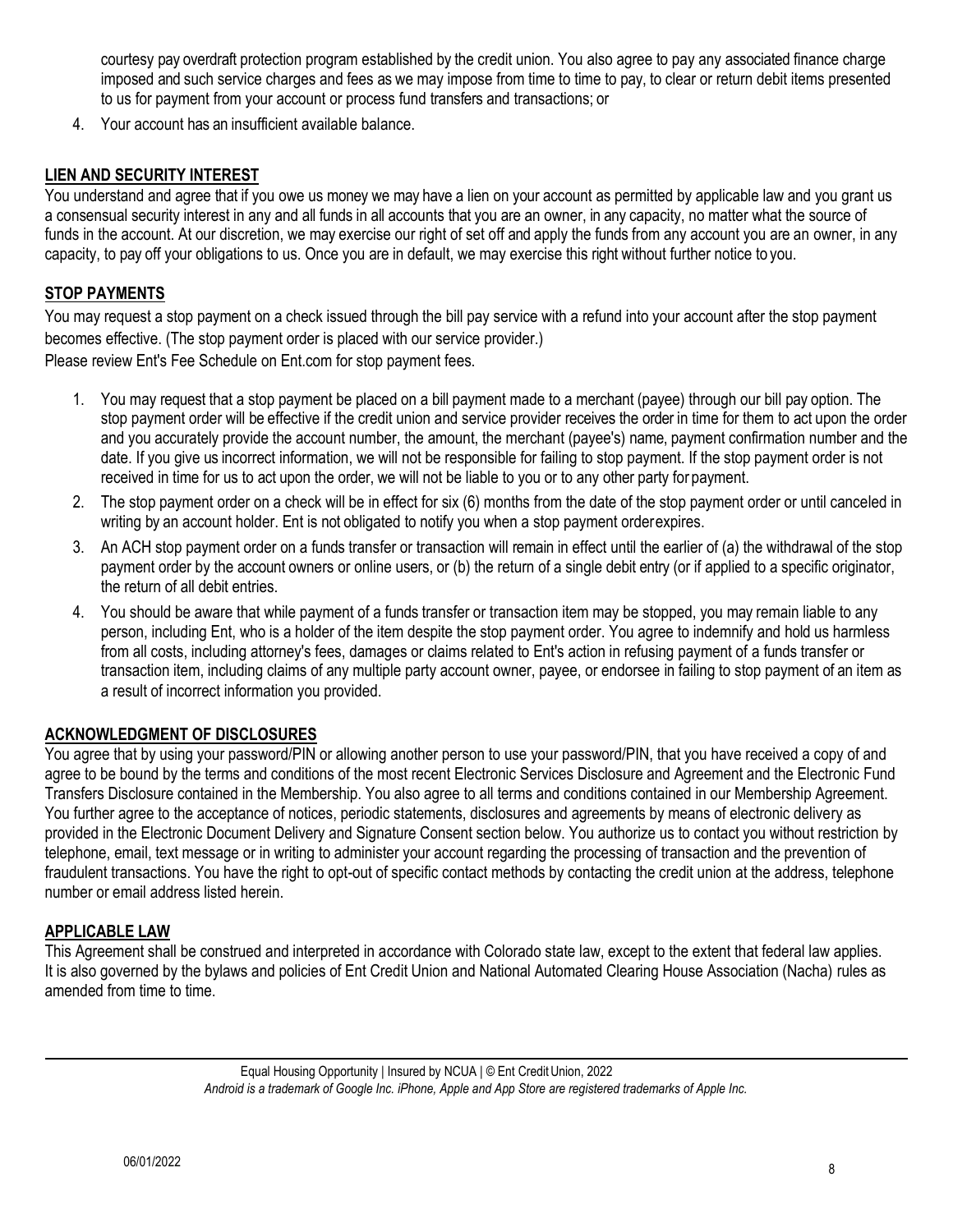courtesy pay overdraft protection program established by the credit union. You also agree to pay any associated finance charge imposed and such service charges and fees as we may impose from time to time to pay, to clear or return debit items presented to us for payment from your account or process fund transfers and transactions; or

4. Your account has an insufficient available balance.

## LIEN AND SECURITY INTEREST

You understand and agree that if you owe us money we may have a lien on your account as permitted by applicable law and you grant us a consensual security interest in any and all funds in all accounts that you are an owner, in any capacity, no matter what the source of funds in the account. At our discretion, we may exercise our right of set off and apply the funds from any account you are an owner, in any capacity, to pay off your obligations to us. Once you are in default, we may exercise this right without further notice to you.

## STOP PAYMENTS

You may request a stop payment on a check issued through the bill pay service with a refund into your account after the stop payment becomes effective. (The stop payment order is placed with our service provider.)

Please review Ent's Fee Schedule on Ent.com for stop payment fees.

1. You may request that a stop payment be placed on a bill payment made to a merchant (payee) through our bill pay option. The stop payment order will be effective if the credit union and service provider receives the order in time for them to act upon the order and you accurately provide the account number, the amount, the merchant (payee's) name, payment confirmation number and the date. If you give us incorrect information, we will not be responsible for failing to stop payment. If the stop payment order is not received in time for us to act upon the order, we will not be liable to you or to any other party for payment.
2. The stop payment order on a check will be in effect for six (6) months from the date of the stop payment order or until canceled in writing by an account holder. Ent is not obligated to notify you when a stop payment order expires.
3. An ACH stop payment order on a funds transfer or transaction will remain in effect until the earlier of (a) the withdrawal of the stop payment order by the account owners or online users, or (b) the return of a single debit entry (or if applied to a specific originator, the return of all debit entries.
4. You should be aware that while payment of a funds transfer or transaction item may be stopped, you may remain liable to any person, including Ent, who is a holder of the item despite the stop payment order. You agree to indemnify and hold us harmless from all costs, including attorney's fees, damages or claims related to Ent's action in refusing payment of a funds transfer or transaction item, including claims of any multiple party account owner, payee, or endorsee in failing to stop payment of an item as a result of incorrect information you provided.

## ACKNOWLEDGMENT OF DISCLOSURES

You agree that by using your password/PIN or allowing another person to use your password/PIN, that you have received a copy of and agree to be bound by the terms and conditions of the most recent Electronic Services Disclosure and Agreement and the Electronic Fund Transfers Disclosure contained in the Membership. You also agree to all terms and conditions contained in our Membership Agreement. You further agree to the acceptance of notices, periodic statements, disclosures and agreements by means of electronic delivery as provided in the Electronic Document Delivery and Signature Consent section below. You authorize us to contact you without restriction by telephone, email, text message or in writing to administer your account regarding the processing of transaction and the prevention of fraudulent transactions. You have the right to opt-out of specific contact methods by contacting the credit union at the address, telephone number or email address listed herein.

## APPLICABLE LAW

This Agreement shall be construed and interpreted in accordance with Colorado state law, except to the extent that federal law applies. It is also governed by the bylaws and policies of Ent Credit Union and National Automated Clearing House Association (Nacha) rules as amended from time to time.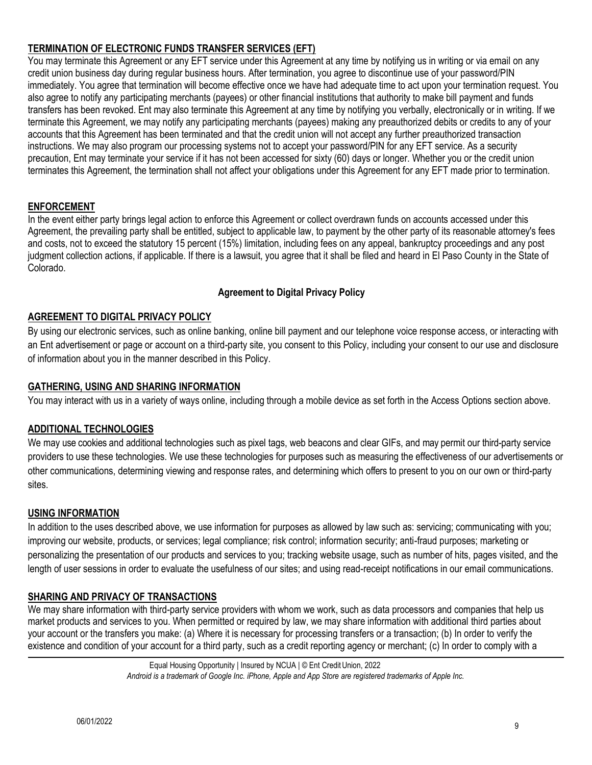**TERMINATION OF ELECTRONIC FUNDS TRANSFER SERVICES (EFT)**

You may terminate this Agreement or any EFT service under this Agreement at any time by notifying us in writing or via email on any credit union business day during regular business hours. After termination, you agree to discontinue use of your password/PIN immediately. You agree that termination will become effective once we have had adequate time to act upon your termination request. You also agree to notify any participating merchants (payees) or other financial institutions that authority to make bill payment and funds transfers has been revoked. Ent may also terminate this Agreement at any time by notifying you verbally, electronically or in writing. If we terminate this Agreement, we may notify any participating merchants (payees) making any preauthorized debits or credits to any of your accounts that this Agreement has been terminated and that the credit union will not accept any further preauthorized transaction instructions. We may also program our processing systems not to accept your password/PIN for any EFT service. As a security precaution, Ent may terminate your service if it has not been accessed for sixty (60) days or longer. Whether you or the credit union terminates this Agreement, the termination shall not affect your obligations under this Agreement for any EFT made prior to termination.

**ENFORCEMENT**

In the event either party brings legal action to enforce this Agreement or collect overdrawn funds on accounts accessed under this Agreement, the prevailing party shall be entitled, subject to applicable law, to payment by the other party of its reasonable attorney's fees and costs, not to exceed the statutory 15 percent (15%) limitation, including fees on any appeal, bankruptcy proceedings and any post judgment collection actions, if applicable. If there is a lawsuit, you agree that it shall be filed and heard in El Paso County in the State of Colorado.

## Agreement to Digital Privacy Policy

**AGREEMENT TO DIGITAL PRIVACY POLICY**

By using our electronic services, such as online banking, online bill payment and our telephone voice response access, or interacting with an Ent advertisement or page or account on a third-party site, you consent to this Policy, including your consent to our use and disclosure of information about you in the manner described in this Policy.

**GATHERING, USING AND SHARING INFORMATION**

You may interact with us in a variety of ways online, including through a mobile device as set forth in the Access Options section above.

**ADDITIONAL TECHNOLOGIES**

We may use cookies and additional technologies such as pixel tags, web beacons and clear GIFs, and may permit our third-party service providers to use these technologies. We use these technologies for purposes such as measuring the effectiveness of our advertisements or other communications, determining viewing and response rates, and determining which offers to present to you on our own or third-party sites.

**USING INFORMATION**

In addition to the uses described above, we use information for purposes as allowed by law such as: servicing; communicating with you; improving our website, products, or services; legal compliance; risk control; information security; anti-fraud purposes; marketing or personalizing the presentation of our products and services to you; tracking website usage, such as number of hits, pages visited, and the length of user sessions in order to evaluate the usefulness of our sites; and using read-receipt notifications in our email communications.

**SHARING AND PRIVACY OF TRANSACTIONS**

We may share information with third-party service providers with whom we work, such as data processors and companies that help us market products and services to you. When permitted or required by law, we may share information with additional third parties about your account or the transfers you make: (a) Where it is necessary for processing transfers or a transaction; (b) In order to verify the existence and condition of your account for a third party, such as a credit reporting agency or merchant; (c) In order to comply with a

Equal Housing Opportunity | Insured by NCUA | © Ent Credit Union, 2022
*Android is a trademark of Google Inc. iPhone, Apple and App Store are registered trademarks of Apple Inc.*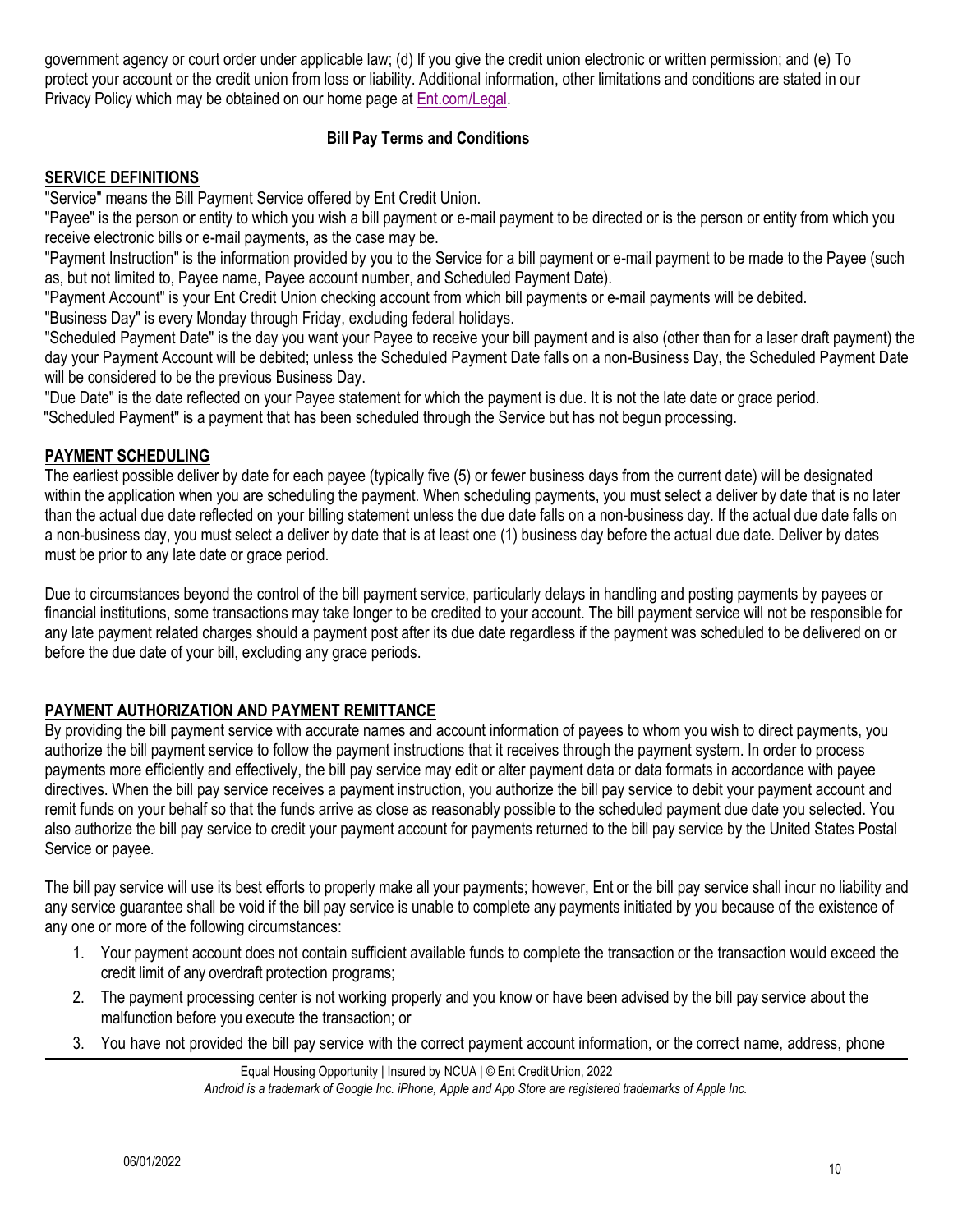government agency or court order under applicable law; (d) If you give the credit union electronic or written permission; and (e) To protect your account or the credit union from loss or liability. Additional information, other limitations and conditions are stated in our Privacy Policy which may be obtained on our home page at Ent.com/Legal.

## Bill Pay Terms and Conditions

### SERVICE DEFINITIONS

"Service" means the Bill Payment Service offered by Ent Credit Union.

"Payee" is the person or entity to which you wish a bill payment or e-mail payment to be directed or is the person or entity from which you receive electronic bills or e-mail payments, as the case may be.

"Payment Instruction" is the information provided by you to the Service for a bill payment or e-mail payment to be made to the Payee (such as, but not limited to, Payee name, Payee account number, and Scheduled Payment Date).

"Payment Account" is your Ent Credit Union checking account from which bill payments or e-mail payments will be debited.

"Business Day" is every Monday through Friday, excluding federal holidays.

"Scheduled Payment Date" is the day you want your Payee to receive your bill payment and is also (other than for a laser draft payment) the day your Payment Account will be debited; unless the Scheduled Payment Date falls on a non-Business Day, the Scheduled Payment Date will be considered to be the previous Business Day.

"Due Date" is the date reflected on your Payee statement for which the payment is due. It is not the late date or grace period.

"Scheduled Payment" is a payment that has been scheduled through the Service but has not begun processing.

### PAYMENT SCHEDULING

The earliest possible deliver by date for each payee (typically five (5) or fewer business days from the current date) will be designated within the application when you are scheduling the payment. When scheduling payments, you must select a deliver by date that is no later than the actual due date reflected on your billing statement unless the due date falls on a non-business day. If the actual due date falls on a non-business day, you must select a deliver by date that is at least one (1) business day before the actual due date. Deliver by dates must be prior to any late date or grace period.

Due to circumstances beyond the control of the bill payment service, particularly delays in handling and posting payments by payees or financial institutions, some transactions may take longer to be credited to your account. The bill payment service will not be responsible for any late payment related charges should a payment post after its due date regardless if the payment was scheduled to be delivered on or before the due date of your bill, excluding any grace periods.

### PAYMENT AUTHORIZATION AND PAYMENT REMITTANCE

By providing the bill payment service with accurate names and account information of payees to whom you wish to direct payments, you authorize the bill payment service to follow the payment instructions that it receives through the payment system. In order to process payments more efficiently and effectively, the bill pay service may edit or alter payment data or data formats in accordance with payee directives. When the bill pay service receives a payment instruction, you authorize the bill pay service to debit your payment account and remit funds on your behalf so that the funds arrive as close as reasonably possible to the scheduled payment due date you selected. You also authorize the bill pay service to credit your payment account for payments returned to the bill pay service by the United States Postal Service or payee.

The bill pay service will use its best efforts to properly make all your payments; however, Ent or the bill pay service shall incur no liability and any service guarantee shall be void if the bill pay service is unable to complete any payments initiated by you because of the existence of any one or more of the following circumstances:

1. Your payment account does not contain sufficient available funds to complete the transaction or the transaction would exceed the credit limit of any overdraft protection programs;
2. The payment processing center is not working properly and you know or have been advised by the bill pay service about the malfunction before you execute the transaction; or
3. You have not provided the bill pay service with the correct payment account information, or the correct name, address, phone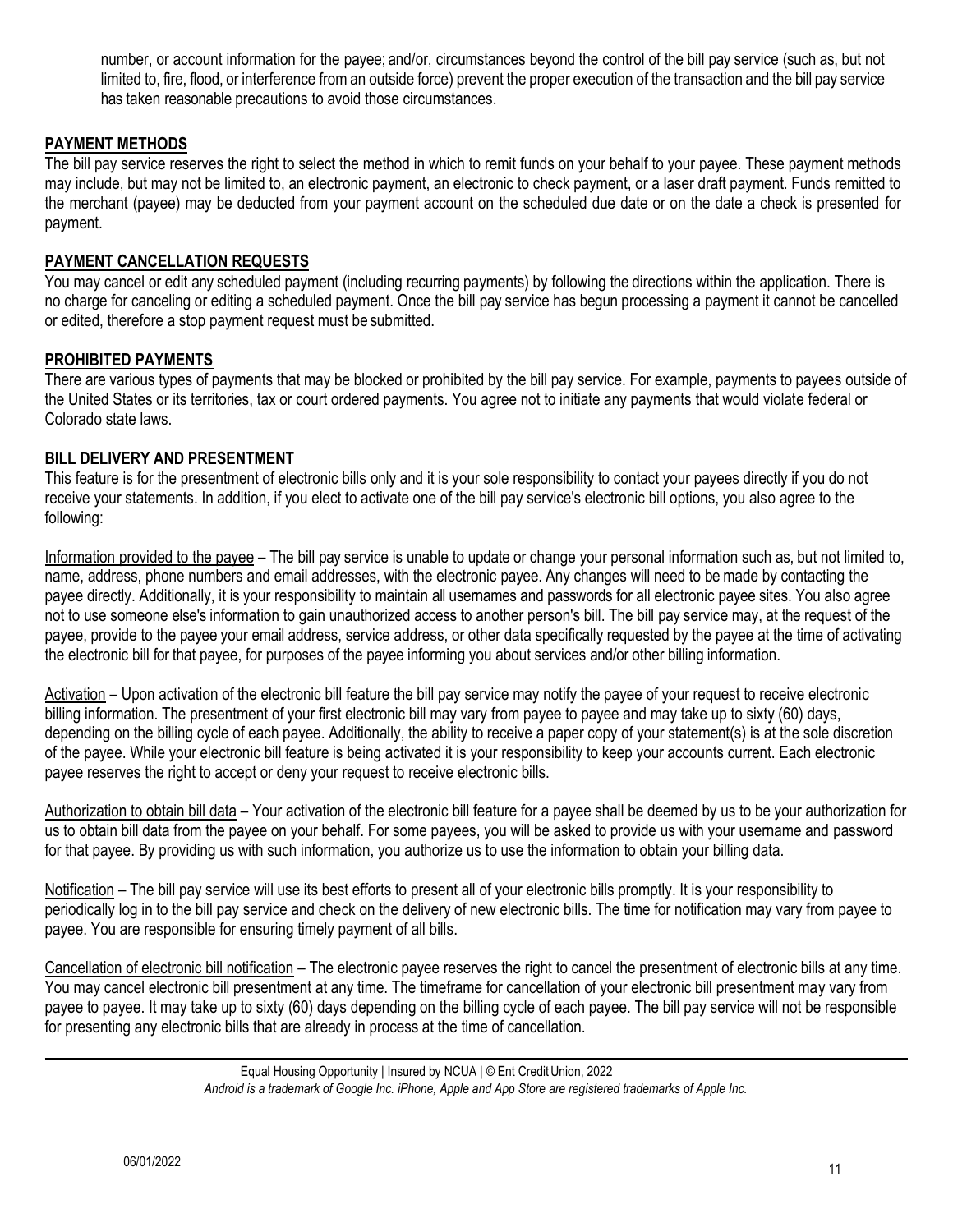number, or account information for the payee; and/or, circumstances beyond the control of the bill pay service (such as, but not limited to, fire, flood, or interference from an outside force) prevent the proper execution of the transaction and the bill pay service has taken reasonable precautions to avoid those circumstances.

## PAYMENT METHODS

The bill pay service reserves the right to select the method in which to remit funds on your behalf to your payee. These payment methods may include, but may not be limited to, an electronic payment, an electronic to check payment, or a laser draft payment. Funds remitted to the merchant (payee) may be deducted from your payment account on the scheduled due date or on the date a check is presented for payment.

## PAYMENT CANCELLATION REQUESTS

You may cancel or edit any scheduled payment (including recurring payments) by following the directions within the application. There is no charge for canceling or editing a scheduled payment. Once the bill pay service has begun processing a payment it cannot be cancelled or edited, therefore a stop payment request must be submitted.

## PROHIBITED PAYMENTS

There are various types of payments that may be blocked or prohibited by the bill pay service. For example, payments to payees outside of the United States or its territories, tax or court ordered payments. You agree not to initiate any payments that would violate federal or Colorado state laws.

## BILL DELIVERY AND PRESENTMENT

This feature is for the presentment of electronic bills only and it is your sole responsibility to contact your payees directly if you do not receive your statements. In addition, if you elect to activate one of the bill pay service's electronic bill options, you also agree to the following:

Information provided to the payee – The bill pay service is unable to update or change your personal information such as, but not limited to, name, address, phone numbers and email addresses, with the electronic payee. Any changes will need to be made by contacting the payee directly. Additionally, it is your responsibility to maintain all usernames and passwords for all electronic payee sites. You also agree not to use someone else's information to gain unauthorized access to another person's bill. The bill pay service may, at the request of the payee, provide to the payee your email address, service address, or other data specifically requested by the payee at the time of activating the electronic bill for that payee, for purposes of the payee informing you about services and/or other billing information.

Activation – Upon activation of the electronic bill feature the bill pay service may notify the payee of your request to receive electronic billing information. The presentment of your first electronic bill may vary from payee to payee and may take up to sixty (60) days, depending on the billing cycle of each payee. Additionally, the ability to receive a paper copy of your statement(s) is at the sole discretion of the payee. While your electronic bill feature is being activated it is your responsibility to keep your accounts current. Each electronic payee reserves the right to accept or deny your request to receive electronic bills.

Authorization to obtain bill data – Your activation of the electronic bill feature for a payee shall be deemed by us to be your authorization for us to obtain bill data from the payee on your behalf. For some payees, you will be asked to provide us with your username and password for that payee. By providing us with such information, you authorize us to use the information to obtain your billing data.

Notification – The bill pay service will use its best efforts to present all of your electronic bills promptly. It is your responsibility to periodically log in to the bill pay service and check on the delivery of new electronic bills. The time for notification may vary from payee to payee. You are responsible for ensuring timely payment of all bills.

Cancellation of electronic bill notification – The electronic payee reserves the right to cancel the presentment of electronic bills at any time. You may cancel electronic bill presentment at any time. The timeframe for cancellation of your electronic bill presentment may vary from payee to payee. It may take up to sixty (60) days depending on the billing cycle of each payee. The bill pay service will not be responsible for presenting any electronic bills that are already in process at the time of cancellation.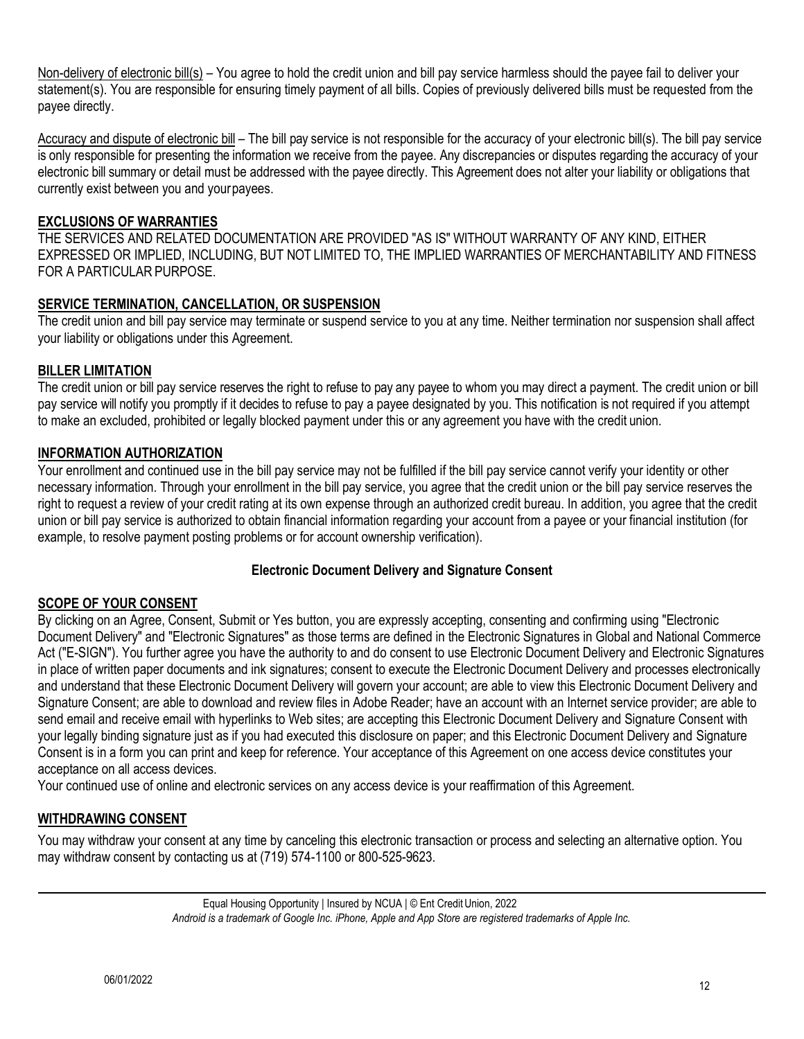Non-delivery of electronic bill(s) – You agree to hold the credit union and bill pay service harmless should the payee fail to deliver your statement(s). You are responsible for ensuring timely payment of all bills. Copies of previously delivered bills must be requested from the payee directly.

Accuracy and dispute of electronic bill – The bill pay service is not responsible for the accuracy of your electronic bill(s). The bill pay service is only responsible for presenting the information we receive from the payee. Any discrepancies or disputes regarding the accuracy of your electronic bill summary or detail must be addressed with the payee directly. This Agreement does not alter your liability or obligations that currently exist between you and your payees.

## EXCLUSIONS OF WARRANTIES

THE SERVICES AND RELATED DOCUMENTATION ARE PROVIDED "AS IS" WITHOUT WARRANTY OF ANY KIND, EITHER EXPRESSED OR IMPLIED, INCLUDING, BUT NOT LIMITED TO, THE IMPLIED WARRANTIES OF MERCHANTABILITY AND FITNESS FOR A PARTICULAR PURPOSE.

## SERVICE TERMINATION, CANCELLATION, OR SUSPENSION

The credit union and bill pay service may terminate or suspend service to you at any time. Neither termination nor suspension shall affect your liability or obligations under this Agreement.

## BILLER LIMITATION

The credit union or bill pay service reserves the right to refuse to pay any payee to whom you may direct a payment. The credit union or bill pay service will notify you promptly if it decides to refuse to pay a payee designated by you. This notification is not required if you attempt to make an excluded, prohibited or legally blocked payment under this or any agreement you have with the credit union.

## INFORMATION AUTHORIZATION

Your enrollment and continued use in the bill pay service may not be fulfilled if the bill pay service cannot verify your identity or other necessary information. Through your enrollment in the bill pay service, you agree that the credit union or the bill pay service reserves the right to request a review of your credit rating at its own expense through an authorized credit bureau. In addition, you agree that the credit union or bill pay service is authorized to obtain financial information regarding your account from a payee or your financial institution (for example, to resolve payment posting problems or for account ownership verification).

# Electronic Document Delivery and Signature Consent

## SCOPE OF YOUR CONSENT

By clicking on an Agree, Consent, Submit or Yes button, you are expressly accepting, consenting and confirming using "Electronic Document Delivery" and "Electronic Signatures" as those terms are defined in the Electronic Signatures in Global and National Commerce Act ("E-SIGN"). You further agree you have the authority to and do consent to use Electronic Document Delivery and Electronic Signatures in place of written paper documents and ink signatures; consent to execute the Electronic Document Delivery and processes electronically and understand that these Electronic Document Delivery will govern your account; are able to view this Electronic Document Delivery and Signature Consent; are able to download and review files in Adobe Reader; have an account with an Internet service provider; are able to send email and receive email with hyperlinks to Web sites; are accepting this Electronic Document Delivery and Signature Consent with your legally binding signature just as if you had executed this disclosure on paper; and this Electronic Document Delivery and Signature Consent is in a form you can print and keep for reference. Your acceptance of this Agreement on one access device constitutes your acceptance on all access devices.

Your continued use of online and electronic services on any access device is your reaffirmation of this Agreement.

## WITHDRAWING CONSENT

You may withdraw your consent at any time by canceling this electronic transaction or process and selecting an alternative option. You may withdraw consent by contacting us at (719) 574-1100 or 800-525-9623.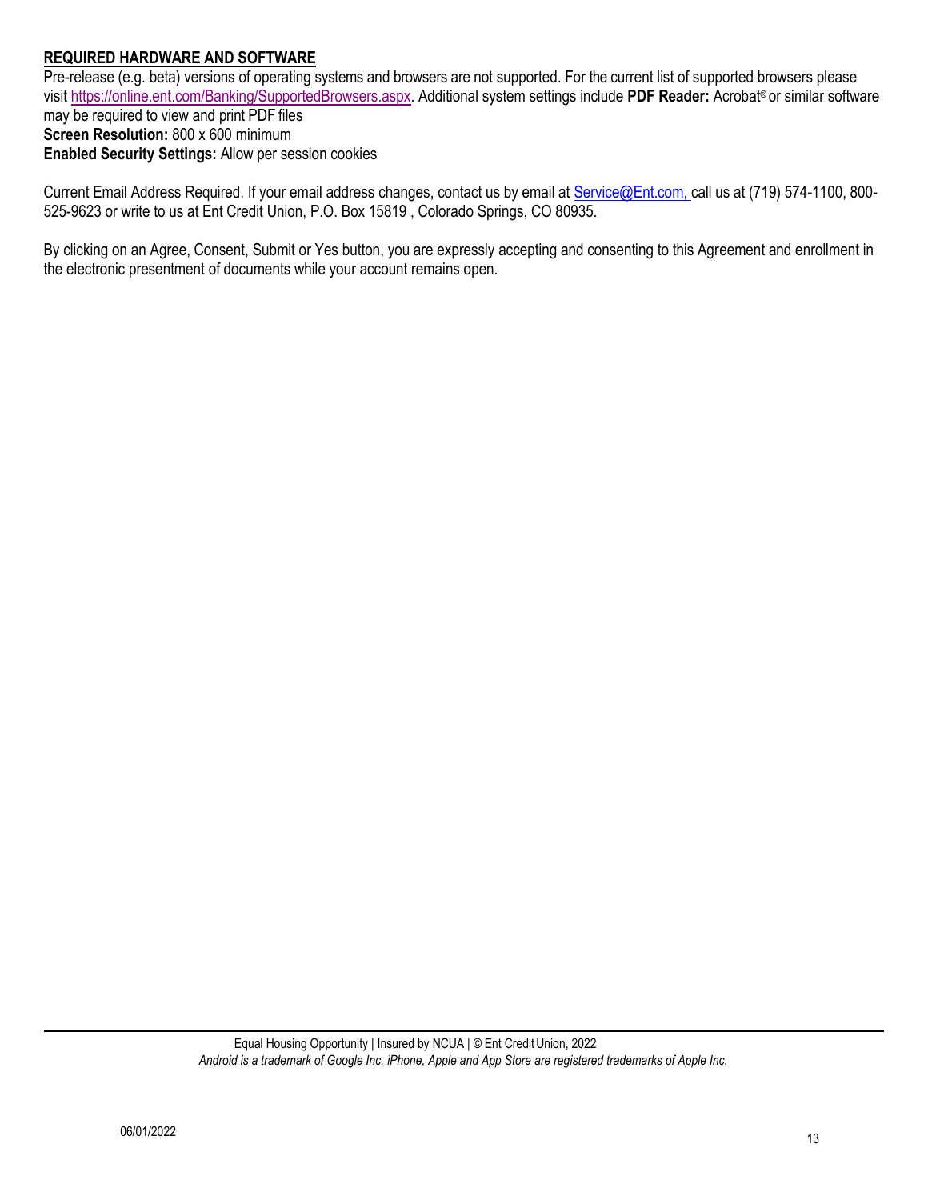## REQUIRED HARDWARE AND SOFTWARE

Pre-release (e.g. beta) versions of operating systems and browsers are not supported. For the current list of supported browsers please visit https://online.ent.com/Banking/SupportedBrowsers.aspx. Additional system settings include **PDF Reader:** Acrobat® or similar software may be required to view and print PDF files

**Screen Resolution:** 800 x 600 minimum

**Enabled Security Settings:** Allow per session cookies

Current Email Address Required. If your email address changes, contact us by email at Service@Ent.com, call us at (719) 574-1100, 800-525-9623 or write to us at Ent Credit Union, P.O. Box 15819 , Colorado Springs, CO 80935.

By clicking on an Agree, Consent, Submit or Yes button, you are expressly accepting and consenting to this Agreement and enrollment in the electronic presentment of documents while your account remains open.

Equal Housing Opportunity | Insured by NCUA | © Ent Credit Union, 2022

*Android is a trademark of Google Inc. iPhone, Apple and App Store are registered trademarks of Apple Inc.*

06/01/2022